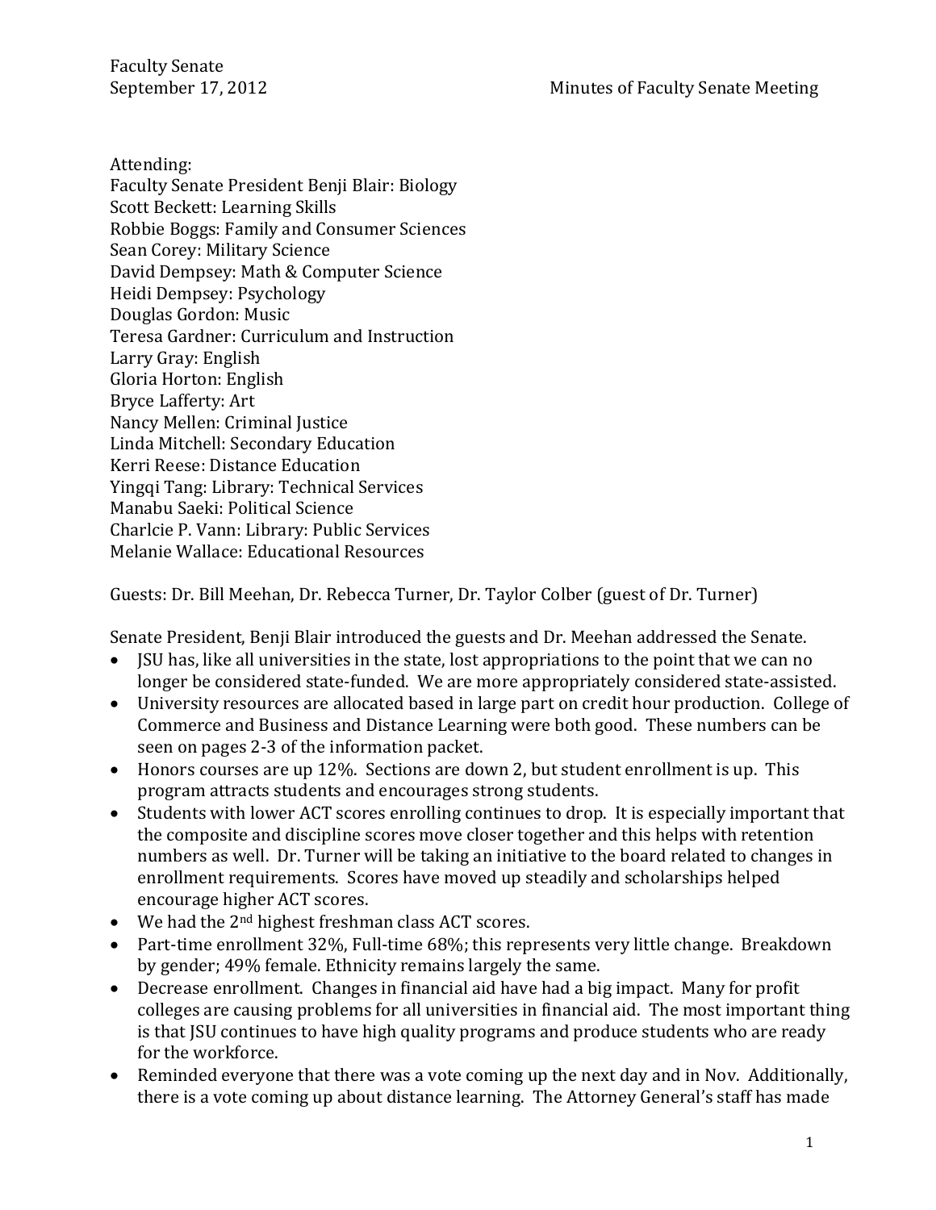Faculty Senate
September 17, 2012

Minutes of Faculty Senate Meeting

Attending:
Faculty Senate President Benji Blair: Biology
Scott Beckett: Learning Skills
Robbie Boggs: Family and Consumer Sciences
Sean Corey: Military Science
David Dempsey: Math & Computer Science
Heidi Dempsey: Psychology
Douglas Gordon: Music
Teresa Gardner: Curriculum and Instruction
Larry Gray: English
Gloria Horton: English
Bryce Lafferty: Art
Nancy Mellen: Criminal Justice
Linda Mitchell: Secondary Education
Kerri Reese: Distance Education
Yingqi Tang: Library: Technical Services
Manabu Saeki: Political Science
Charlcie P. Vann: Library: Public Services
Melanie Wallace: Educational Resources

Guests: Dr. Bill Meehan, Dr. Rebecca Turner, Dr. Taylor Colber (guest of Dr. Turner)

Senate President, Benji Blair introduced the guests and Dr. Meehan addressed the Senate.

- JSU has, like all universities in the state, lost appropriations to the point that we can no longer be considered state-funded. We are more appropriately considered state-assisted.
- University resources are allocated based in large part on credit hour production. College of Commerce and Business and Distance Learning were both good. These numbers can be seen on pages 2-3 of the information packet.
- Honors courses are up 12%. Sections are down 2, but student enrollment is up. This program attracts students and encourages strong students.
- Students with lower ACT scores enrolling continues to drop. It is especially important that the composite and discipline scores move closer together and this helps with retention numbers as well. Dr. Turner will be taking an initiative to the board related to changes in enrollment requirements. Scores have moved up steadily and scholarships helped encourage higher ACT scores.
- We had the 2nd highest freshman class ACT scores.
- Part-time enrollment 32%, Full-time 68%; this represents very little change. Breakdown by gender; 49% female. Ethnicity remains largely the same.
- Decrease enrollment. Changes in financial aid have had a big impact. Many for profit colleges are causing problems for all universities in financial aid. The most important thing is that JSU continues to have high quality programs and produce students who are ready for the workforce.
- Reminded everyone that there was a vote coming up the next day and in Nov. Additionally, there is a vote coming up about distance learning. The Attorney General's staff has made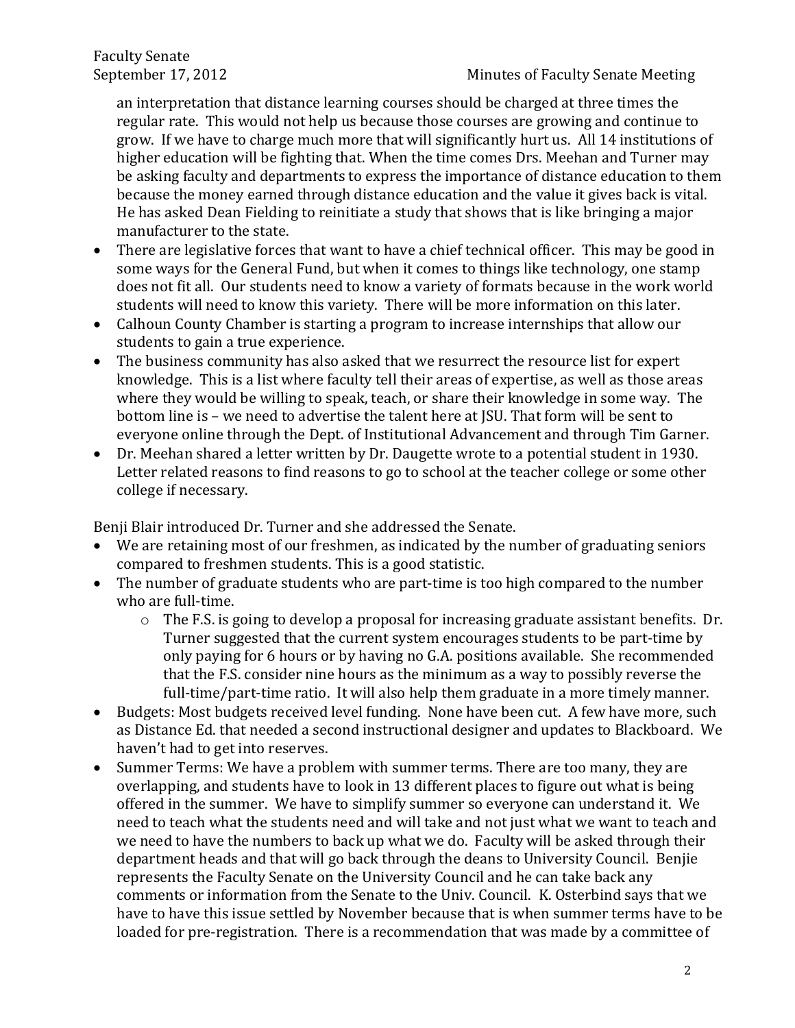an interpretation that distance learning courses should be charged at three times the regular rate. This would not help us because those courses are growing and continue to grow. If we have to charge much more that will significantly hurt us. All 14 institutions of higher education will be fighting that. When the time comes Drs. Meehan and Turner may be asking faculty and departments to express the importance of distance education to them because the money earned through distance education and the value it gives back is vital. He has asked Dean Fielding to reinitiate a study that shows that is like bringing a major manufacturer to the state.

- There are legislative forces that want to have a chief technical officer. This may be good in some ways for the General Fund, but when it comes to things like technology, one stamp does not fit all. Our students need to know a variety of formats because in the work world students will need to know this variety. There will be more information on this later.
- Calhoun County Chamber is starting a program to increase internships that allow our students to gain a true experience.
- The business community has also asked that we resurrect the resource list for expert knowledge. This is a list where faculty tell their areas of expertise, as well as those areas where they would be willing to speak, teach, or share their knowledge in some way. The bottom line is – we need to advertise the talent here at JSU. That form will be sent to everyone online through the Dept. of Institutional Advancement and through Tim Garner.
- Dr. Meehan shared a letter written by Dr. Daugette wrote to a potential student in 1930. Letter related reasons to find reasons to go to school at the teacher college or some other college if necessary.

Benji Blair introduced Dr. Turner and she addressed the Senate.

- We are retaining most of our freshmen, as indicated by the number of graduating seniors compared to freshmen students. This is a good statistic.
- The number of graduate students who are part-time is too high compared to the number who are full-time.
  - The F.S. is going to develop a proposal for increasing graduate assistant benefits. Dr. Turner suggested that the current system encourages students to be part-time by only paying for 6 hours or by having no G.A. positions available. She recommended that the F.S. consider nine hours as the minimum as a way to possibly reverse the full-time/part-time ratio. It will also help them graduate in a more timely manner.
- Budgets: Most budgets received level funding. None have been cut. A few have more, such as Distance Ed. that needed a second instructional designer and updates to Blackboard. We haven't had to get into reserves.
- Summer Terms: We have a problem with summer terms. There are too many, they are overlapping, and students have to look in 13 different places to figure out what is being offered in the summer. We have to simplify summer so everyone can understand it. We need to teach what the students need and will take and not just what we want to teach and we need to have the numbers to back up what we do. Faculty will be asked through their department heads and that will go back through the deans to University Council. Benjie represents the Faculty Senate on the University Council and he can take back any comments or information from the Senate to the Univ. Council. K. Osterbind says that we have to have this issue settled by November because that is when summer terms have to be loaded for pre-registration. There is a recommendation that was made by a committee of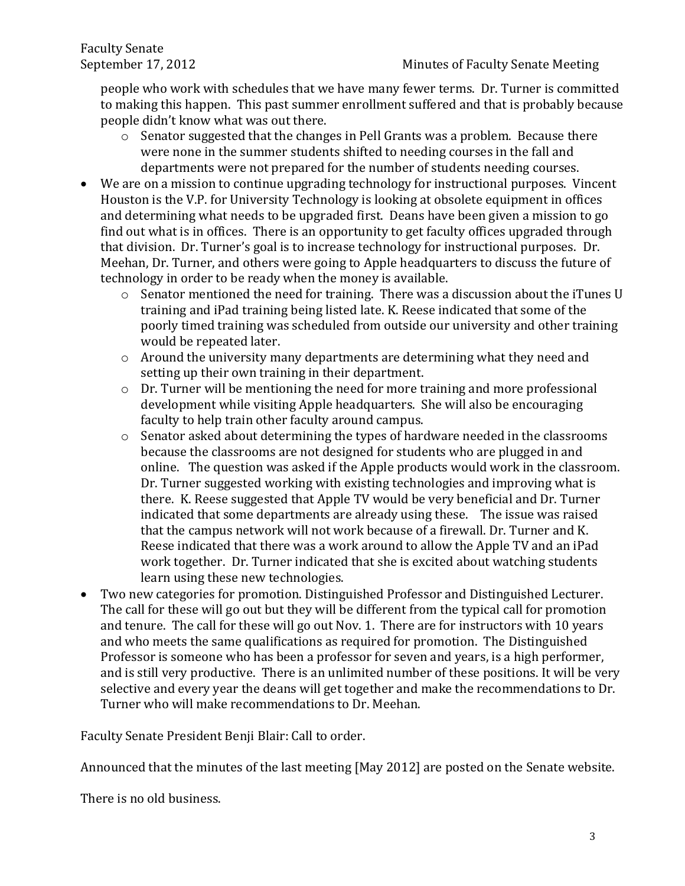people who work with schedules that we have many fewer terms. Dr. Turner is committed to making this happen. This past summer enrollment suffered and that is probably because people didn't know what was out there.

  - Senator suggested that the changes in Pell Grants was a problem. Because there were none in the summer students shifted to needing courses in the fall and departments were not prepared for the number of students needing courses.

- We are on a mission to continue upgrading technology for instructional purposes. Vincent Houston is the V.P. for University Technology is looking at obsolete equipment in offices and determining what needs to be upgraded first. Deans have been given a mission to go find out what is in offices. There is an opportunity to get faculty offices upgraded through that division. Dr. Turner's goal is to increase technology for instructional purposes. Dr. Meehan, Dr. Turner, and others were going to Apple headquarters to discuss the future of technology in order to be ready when the money is available.
  - Senator mentioned the need for training. There was a discussion about the iTunes U training and iPad training being listed late. K. Reese indicated that some of the poorly timed training was scheduled from outside our university and other training would be repeated later.
  - Around the university many departments are determining what they need and setting up their own training in their department.
  - Dr. Turner will be mentioning the need for more training and more professional development while visiting Apple headquarters. She will also be encouraging faculty to help train other faculty around campus.
  - Senator asked about determining the types of hardware needed in the classrooms because the classrooms are not designed for students who are plugged in and online. The question was asked if the Apple products would work in the classroom. Dr. Turner suggested working with existing technologies and improving what is there. K. Reese suggested that Apple TV would be very beneficial and Dr. Turner indicated that some departments are already using these. The issue was raised that the campus network will not work because of a firewall. Dr. Turner and K. Reese indicated that there was a work around to allow the Apple TV and an iPad work together. Dr. Turner indicated that she is excited about watching students learn using these new technologies.

- Two new categories for promotion. Distinguished Professor and Distinguished Lecturer. The call for these will go out but they will be different from the typical call for promotion and tenure. The call for these will go out Nov. 1. There are for instructors with 10 years and who meets the same qualifications as required for promotion. The Distinguished Professor is someone who has been a professor for seven and years, is a high performer, and is still very productive. There is an unlimited number of these positions. It will be very selective and every year the deans will get together and make the recommendations to Dr. Turner who will make recommendations to Dr. Meehan.

Faculty Senate President Benji Blair: Call to order.

Announced that the minutes of the last meeting [May 2012] are posted on the Senate website.

There is no old business.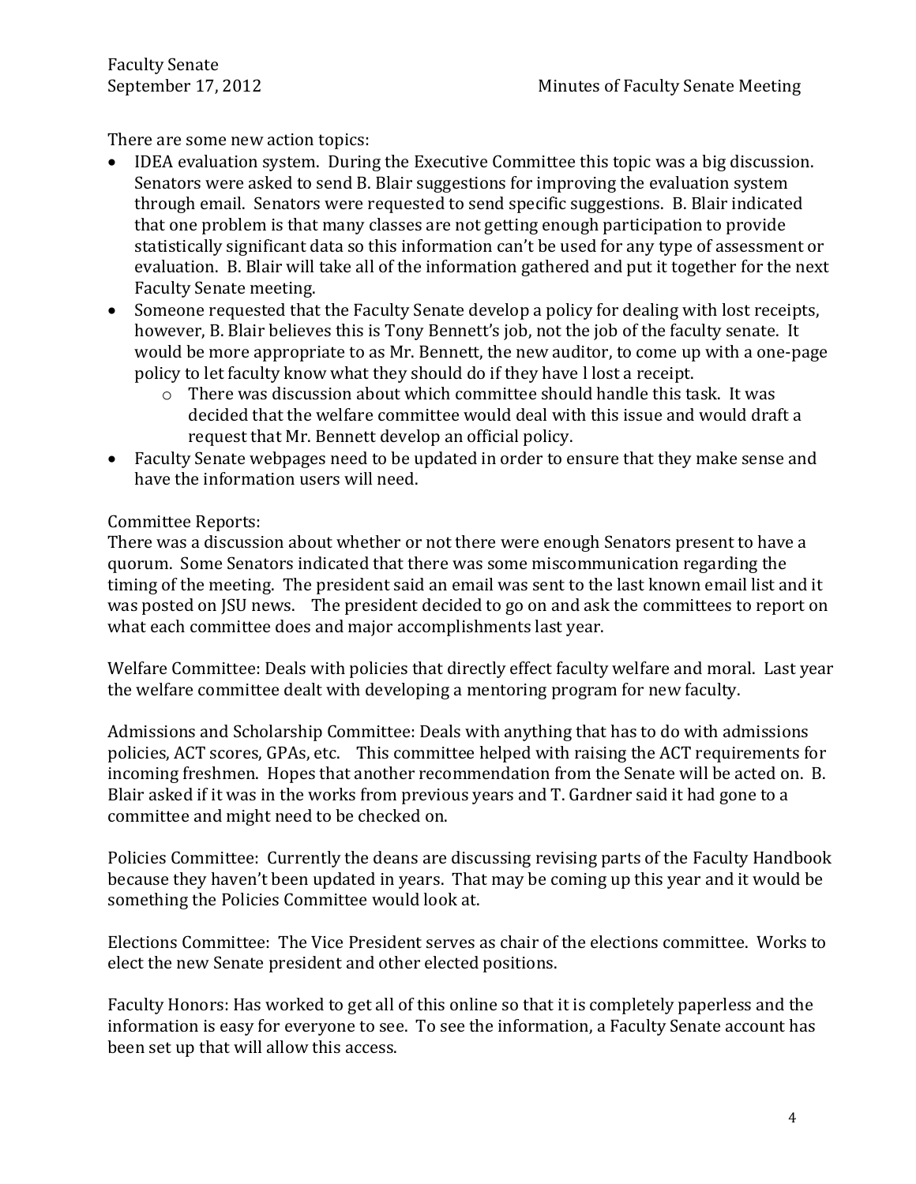There are some new action topics:

- IDEA evaluation system. During the Executive Committee this topic was a big discussion. Senators were asked to send B. Blair suggestions for improving the evaluation system through email. Senators were requested to send specific suggestions. B. Blair indicated that one problem is that many classes are not getting enough participation to provide statistically significant data so this information can't be used for any type of assessment or evaluation. B. Blair will take all of the information gathered and put it together for the next Faculty Senate meeting.
- Someone requested that the Faculty Senate develop a policy for dealing with lost receipts, however, B. Blair believes this is Tony Bennett's job, not the job of the faculty senate. It would be more appropriate to as Mr. Bennett, the new auditor, to come up with a one-page policy to let faculty know what they should do if they have l lost a receipt.
    - There was discussion about which committee should handle this task. It was decided that the welfare committee would deal with this issue and would draft a request that Mr. Bennett develop an official policy.
- Faculty Senate webpages need to be updated in order to ensure that they make sense and have the information users will need.

Committee Reports:
There was a discussion about whether or not there were enough Senators present to have a quorum. Some Senators indicated that there was some miscommunication regarding the timing of the meeting. The president said an email was sent to the last known email list and it was posted on JSU news. The president decided to go on and ask the committees to report on what each committee does and major accomplishments last year.

Welfare Committee: Deals with policies that directly effect faculty welfare and moral. Last year the welfare committee dealt with developing a mentoring program for new faculty.

Admissions and Scholarship Committee: Deals with anything that has to do with admissions policies, ACT scores, GPAs, etc. This committee helped with raising the ACT requirements for incoming freshmen. Hopes that another recommendation from the Senate will be acted on. B. Blair asked if it was in the works from previous years and T. Gardner said it had gone to a committee and might need to be checked on.

Policies Committee: Currently the deans are discussing revising parts of the Faculty Handbook because they haven't been updated in years. That may be coming up this year and it would be something the Policies Committee would look at.

Elections Committee: The Vice President serves as chair of the elections committee. Works to elect the new Senate president and other elected positions.

Faculty Honors: Has worked to get all of this online so that it is completely paperless and the information is easy for everyone to see. To see the information, a Faculty Senate account has been set up that will allow this access.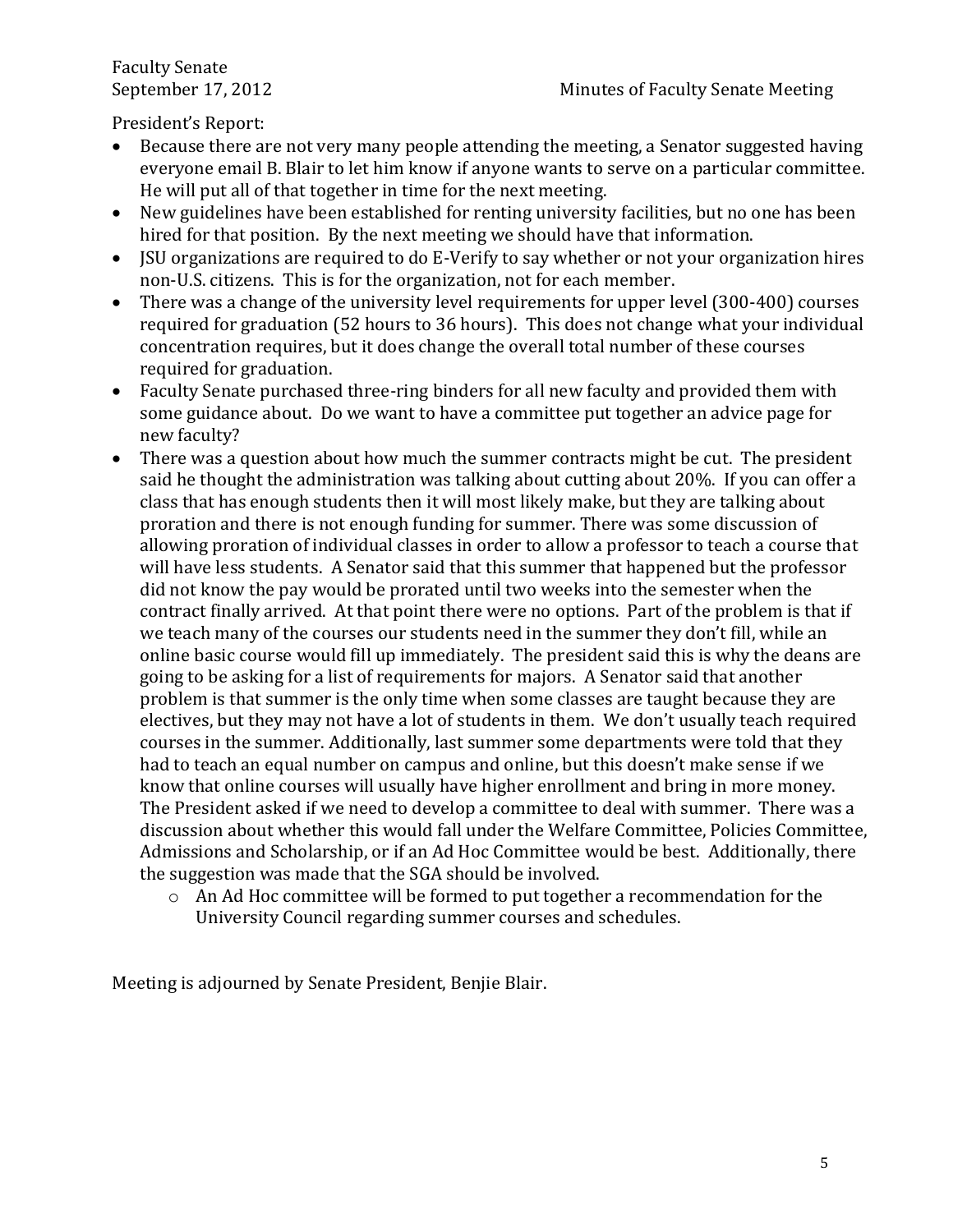President's Report:

- Because there are not very many people attending the meeting, a Senator suggested having everyone email B. Blair to let him know if anyone wants to serve on a particular committee. He will put all of that together in time for the next meeting.
- New guidelines have been established for renting university facilities, but no one has been hired for that position. By the next meeting we should have that information.
- JSU organizations are required to do E-Verify to say whether or not your organization hires non-U.S. citizens. This is for the organization, not for each member.
- There was a change of the university level requirements for upper level (300-400) courses required for graduation (52 hours to 36 hours). This does not change what your individual concentration requires, but it does change the overall total number of these courses required for graduation.
- Faculty Senate purchased three-ring binders for all new faculty and provided them with some guidance about. Do we want to have a committee put together an advice page for new faculty?
- There was a question about how much the summer contracts might be cut. The president said he thought the administration was talking about cutting about 20%. If you can offer a class that has enough students then it will most likely make, but they are talking about proration and there is not enough funding for summer. There was some discussion of allowing proration of individual classes in order to allow a professor to teach a course that will have less students. A Senator said that this summer that happened but the professor did not know the pay would be prorated until two weeks into the semester when the contract finally arrived. At that point there were no options. Part of the problem is that if we teach many of the courses our students need in the summer they don't fill, while an online basic course would fill up immediately. The president said this is why the deans are going to be asking for a list of requirements for majors. A Senator said that another problem is that summer is the only time when some classes are taught because they are electives, but they may not have a lot of students in them. We don't usually teach required courses in the summer. Additionally, last summer some departments were told that they had to teach an equal number on campus and online, but this doesn't make sense if we know that online courses will usually have higher enrollment and bring in more money. The President asked if we need to develop a committee to deal with summer. There was a discussion about whether this would fall under the Welfare Committee, Policies Committee, Admissions and Scholarship, or if an Ad Hoc Committee would be best. Additionally, there the suggestion was made that the SGA should be involved.
  - An Ad Hoc committee will be formed to put together a recommendation for the University Council regarding summer courses and schedules.

Meeting is adjourned by Senate President, Benjie Blair.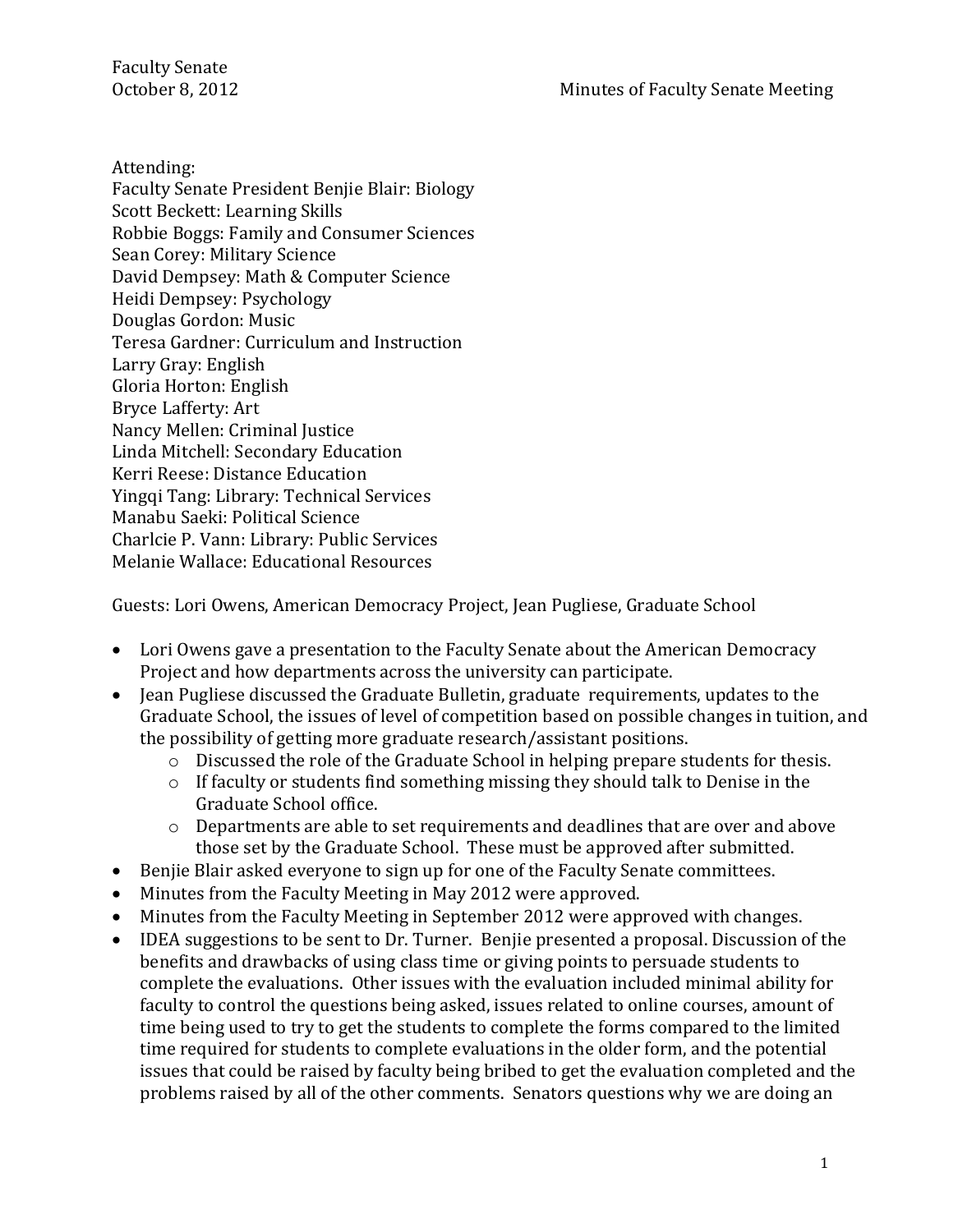Faculty Senate
October 8, 2012

Minutes of Faculty Senate Meeting

Attending:
Faculty Senate President Benjie Blair: Biology
Scott Beckett: Learning Skills
Robbie Boggs: Family and Consumer Sciences
Sean Corey: Military Science
David Dempsey: Math & Computer Science
Heidi Dempsey: Psychology
Douglas Gordon: Music
Teresa Gardner: Curriculum and Instruction
Larry Gray: English
Gloria Horton: English
Bryce Lafferty: Art
Nancy Mellen: Criminal Justice
Linda Mitchell: Secondary Education
Kerri Reese: Distance Education
Yingqi Tang: Library: Technical Services
Manabu Saeki: Political Science
Charlcie P. Vann: Library: Public Services
Melanie Wallace: Educational Resources

Guests: Lori Owens, American Democracy Project, Jean Pugliese, Graduate School

- Lori Owens gave a presentation to the Faculty Senate about the American Democracy Project and how departments across the university can participate.
- Jean Pugliese discussed the Graduate Bulletin, graduate requirements, updates to the Graduate School, the issues of level of competition based on possible changes in tuition, and the possibility of getting more graduate research/assistant positions.
  - Discussed the role of the Graduate School in helping prepare students for thesis.
  - If faculty or students find something missing they should talk to Denise in the Graduate School office.
  - Departments are able to set requirements and deadlines that are over and above those set by the Graduate School. These must be approved after submitted.
- Benjie Blair asked everyone to sign up for one of the Faculty Senate committees.
- Minutes from the Faculty Meeting in May 2012 were approved.
- Minutes from the Faculty Meeting in September 2012 were approved with changes.
- IDEA suggestions to be sent to Dr. Turner. Benjie presented a proposal. Discussion of the benefits and drawbacks of using class time or giving points to persuade students to complete the evaluations. Other issues with the evaluation included minimal ability for faculty to control the questions being asked, issues related to online courses, amount of time being used to try to get the students to complete the forms compared to the limited time required for students to complete evaluations in the older form, and the potential issues that could be raised by faculty being bribed to get the evaluation completed and the problems raised by all of the other comments. Senators questions why we are doing an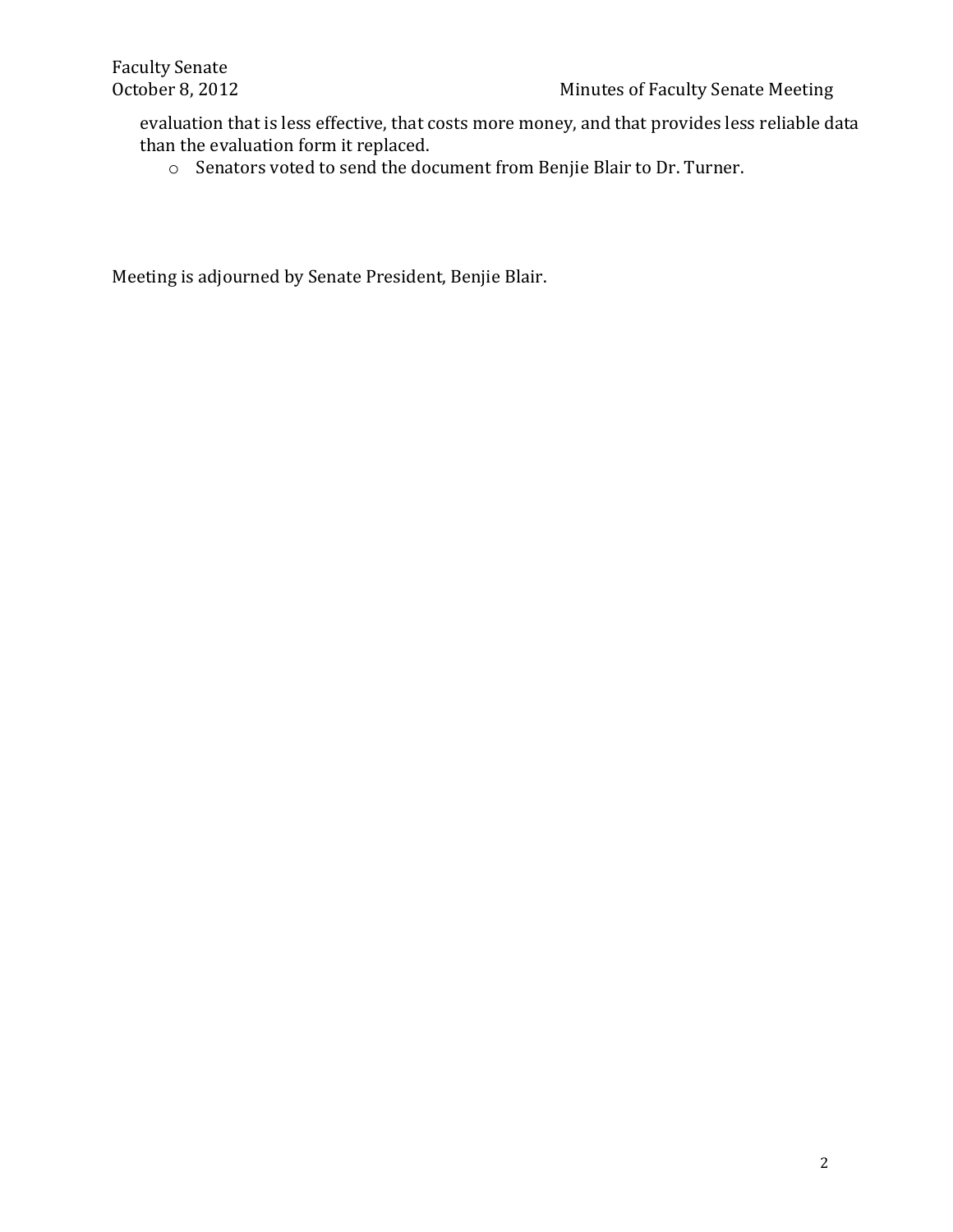evaluation that is less effective, that costs more money, and that provides less reliable data than the evaluation form it replaced.

  - Senators voted to send the document from Benjie Blair to Dr. Turner.

Meeting is adjourned by Senate President, Benjie Blair.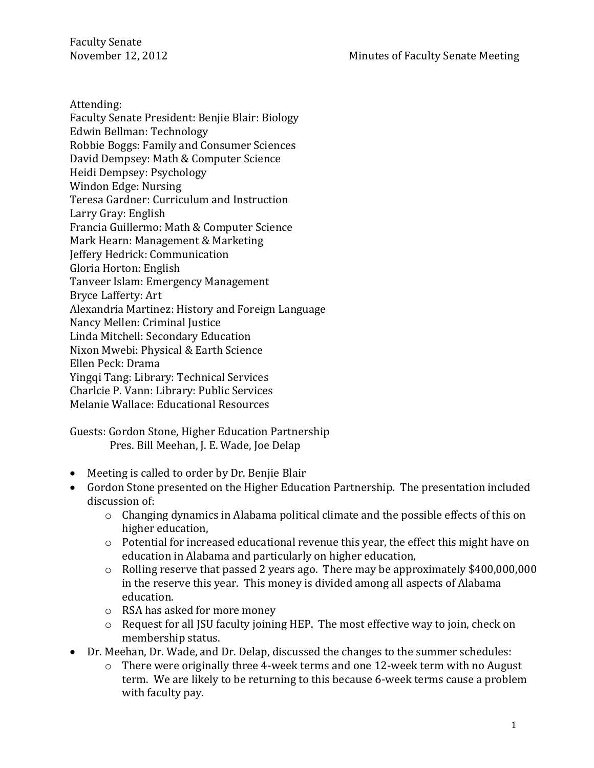Faculty Senate
November 12, 2012 Minutes of Faculty Senate Meeting

Attending:
Faculty Senate President: Benjie Blair: Biology
Edwin Bellman: Technology
Robbie Boggs: Family and Consumer Sciences
David Dempsey: Math & Computer Science
Heidi Dempsey: Psychology
Windon Edge: Nursing
Teresa Gardner: Curriculum and Instruction
Larry Gray: English
Francia Guillermo: Math & Computer Science
Mark Hearn: Management & Marketing
Jeffery Hedrick: Communication
Gloria Horton: English
Tanveer Islam: Emergency Management
Bryce Lafferty: Art
Alexandria Martinez: History and Foreign Language
Nancy Mellen: Criminal Justice
Linda Mitchell: Secondary Education
Nixon Mwebi: Physical & Earth Science
Ellen Peck: Drama
Yingqi Tang: Library: Technical Services
Charlcie P. Vann: Library: Public Services
Melanie Wallace: Educational Resources

Guests: Gordon Stone, Higher Education Partnership
Pres. Bill Meehan, J. E. Wade, Joe Delap

- Meeting is called to order by Dr. Benjie Blair
- Gordon Stone presented on the Higher Education Partnership. The presentation included discussion of:
  - Changing dynamics in Alabama political climate and the possible effects of this on higher education,
  - Potential for increased educational revenue this year, the effect this might have on education in Alabama and particularly on higher education,
  - Rolling reserve that passed 2 years ago. There may be approximately $400,000,000 in the reserve this year. This money is divided among all aspects of Alabama education.
  - RSA has asked for more money
  - Request for all JSU faculty joining HEP. The most effective way to join, check on membership status.
- Dr. Meehan, Dr. Wade, and Dr. Delap, discussed the changes to the summer schedules:
  - There were originally three 4-week terms and one 12-week term with no August term. We are likely to be returning to this because 6-week terms cause a problem with faculty pay.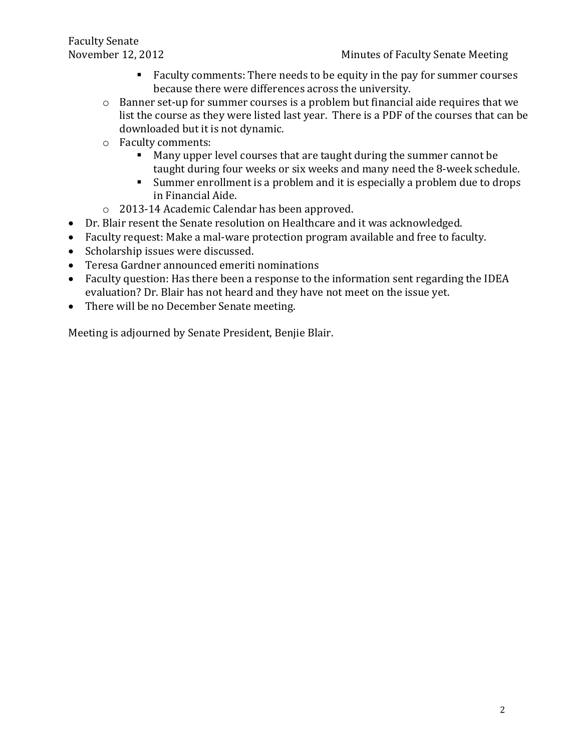- Faculty comments: There needs to be equity in the pay for summer courses because there were differences across the university.
    - Banner set-up for summer courses is a problem but financial aide requires that we list the course as they were listed last year. There is a PDF of the courses that can be downloaded but it is not dynamic.
    - Faculty comments:
        - Many upper level courses that are taught during the summer cannot be taught during four weeks or six weeks and many need the 8-week schedule.
        - Summer enrollment is a problem and it is especially a problem due to drops in Financial Aide.
    - 2013-14 Academic Calendar has been approved.
- Dr. Blair resent the Senate resolution on Healthcare and it was acknowledged.
- Faculty request: Make a mal-ware protection program available and free to faculty.
- Scholarship issues were discussed.
- Teresa Gardner announced emeriti nominations
- Faculty question: Has there been a response to the information sent regarding the IDEA evaluation? Dr. Blair has not heard and they have not meet on the issue yet.
- There will be no December Senate meeting.

Meeting is adjourned by Senate President, Benjie Blair.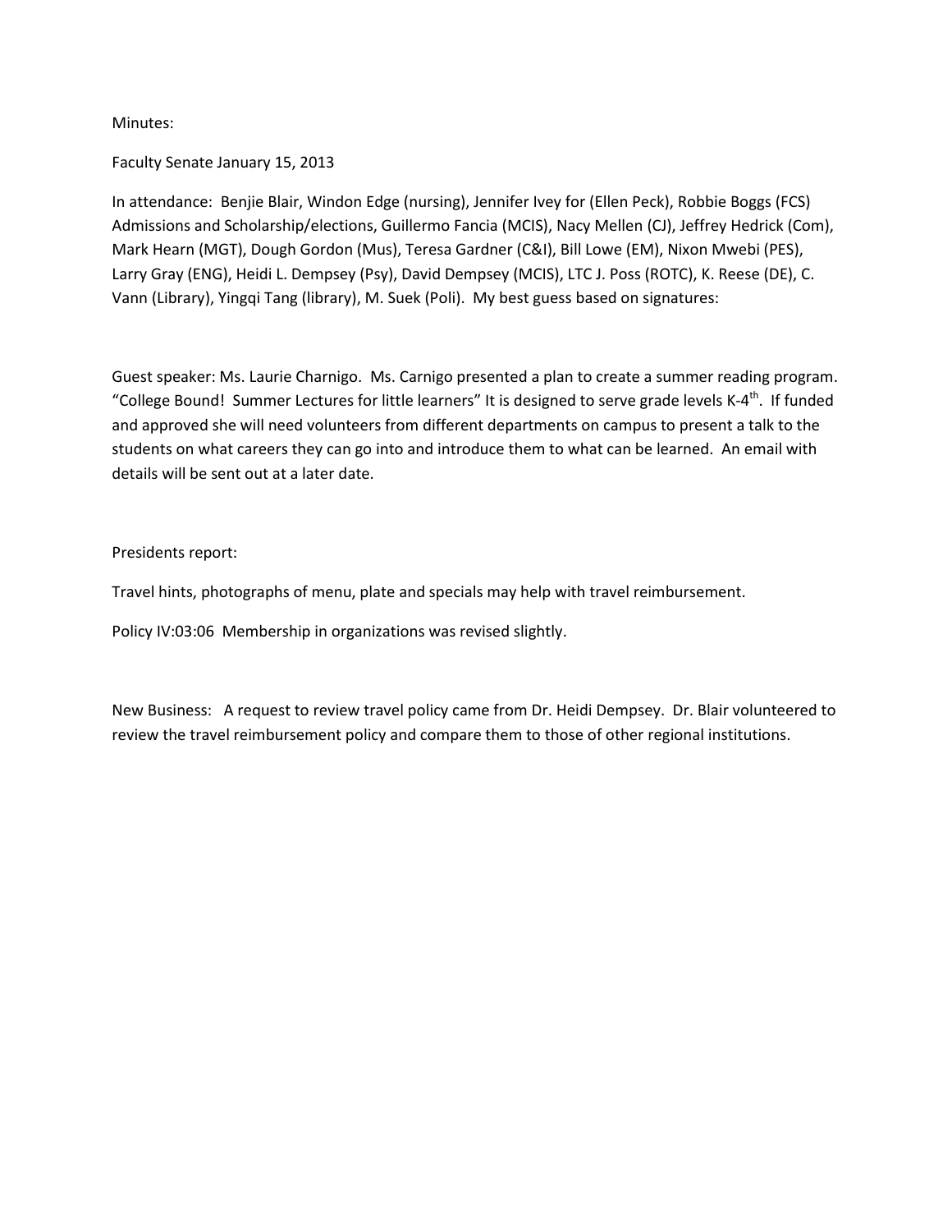Minutes:

Faculty Senate January 15, 2013

In attendance: Benjie Blair, Windon Edge (nursing), Jennifer Ivey for (Ellen Peck), Robbie Boggs (FCS) Admissions and Scholarship/elections, Guillermo Fancia (MCIS), Nacy Mellen (CJ), Jeffrey Hedrick (Com), Mark Hearn (MGT), Dough Gordon (Mus), Teresa Gardner (C&I), Bill Lowe (EM), Nixon Mwebi (PES), Larry Gray (ENG), Heidi L. Dempsey (Psy), David Dempsey (MCIS), LTC J. Poss (ROTC), K. Reese (DE), C. Vann (Library), Yingqi Tang (library), M. Suek (Poli). My best guess based on signatures:

Guest speaker: Ms. Laurie Charnigo. Ms. Carnigo presented a plan to create a summer reading program. "College Bound! Summer Lectures for little learners" It is designed to serve grade levels K-4th. If funded and approved she will need volunteers from different departments on campus to present a talk to the students on what careers they can go into and introduce them to what can be learned. An email with details will be sent out at a later date.

Presidents report:

Travel hints, photographs of menu, plate and specials may help with travel reimbursement.

Policy IV:03:06 Membership in organizations was revised slightly.

New Business: A request to review travel policy came from Dr. Heidi Dempsey. Dr. Blair volunteered to review the travel reimbursement policy and compare them to those of other regional institutions.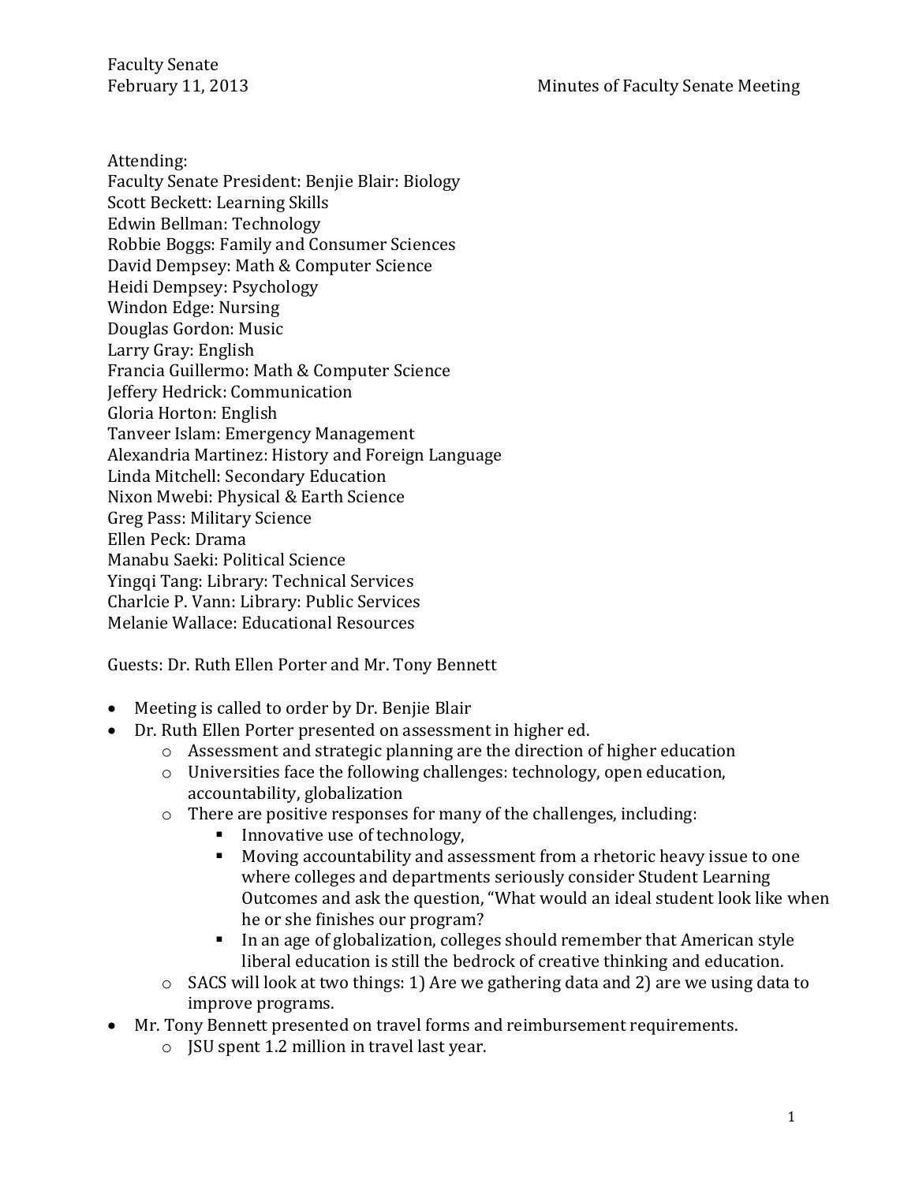Faculty Senate
February 11, 2013

Minutes of Faculty Senate Meeting

Attending:
Faculty Senate President: Benjie Blair: Biology
Scott Beckett: Learning Skills
Edwin Bellman: Technology
Robbie Boggs: Family and Consumer Sciences
David Dempsey: Math & Computer Science
Heidi Dempsey: Psychology
Windon Edge: Nursing
Douglas Gordon: Music
Larry Gray: English
Francia Guillermo: Math & Computer Science
Jeffery Hedrick: Communication
Gloria Horton: English
Tanveer Islam: Emergency Management
Alexandria Martinez: History and Foreign Language
Linda Mitchell: Secondary Education
Nixon Mwebi: Physical & Earth Science
Greg Pass: Military Science
Ellen Peck: Drama
Manabu Saeki: Political Science
Yingqi Tang: Library: Technical Services
Charlcie P. Vann: Library: Public Services
Melanie Wallace: Educational Resources

Guests: Dr. Ruth Ellen Porter and Mr. Tony Bennett

- Meeting is called to order by Dr. Benjie Blair
- Dr. Ruth Ellen Porter presented on assessment in higher ed.
    - Assessment and strategic planning are the direction of higher education
    - Universities face the following challenges: technology, open education, accountability, globalization
    - There are positive responses for many of the challenges, including:
        - Innovative use of technology,
        - Moving accountability and assessment from a rhetoric heavy issue to one where colleges and departments seriously consider Student Learning Outcomes and ask the question, "What would an ideal student look like when he or she finishes our program?
        - In an age of globalization, colleges should remember that American style liberal education is still the bedrock of creative thinking and education.
    - SACS will look at two things: 1) Are we gathering data and 2) are we using data to improve programs.
- Mr. Tony Bennett presented on travel forms and reimbursement requirements.
    - JSU spent 1.2 million in travel last year.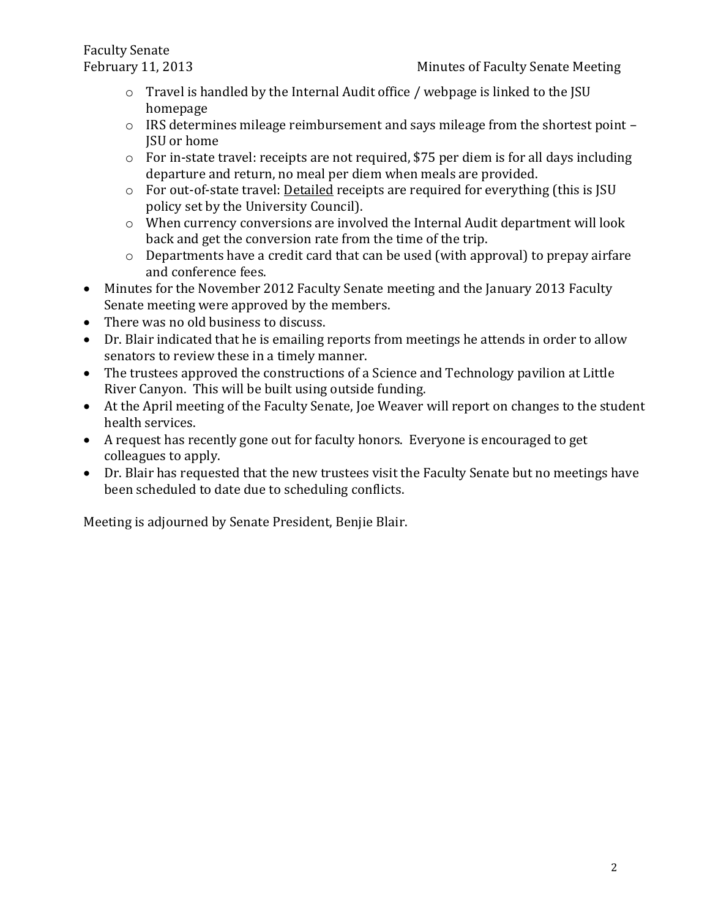- Travel is handled by the Internal Audit office / webpage is linked to the JSU homepage
  - IRS determines mileage reimbursement and says mileage from the shortest point – JSU or home
  - For in-state travel: receipts are not required, $75 per diem is for all days including departure and return, no meal per diem when meals are provided.
  - For out-of-state travel: <u>Detailed</u> receipts are required for everything (this is JSU policy set by the University Council).
  - When currency conversions are involved the Internal Audit department will look back and get the conversion rate from the time of the trip.
  - Departments have a credit card that can be used (with approval) to prepay airfare and conference fees.
- Minutes for the November 2012 Faculty Senate meeting and the January 2013 Faculty Senate meeting were approved by the members.
- There was no old business to discuss.
- Dr. Blair indicated that he is emailing reports from meetings he attends in order to allow senators to review these in a timely manner.
- The trustees approved the constructions of a Science and Technology pavilion at Little River Canyon. This will be built using outside funding.
- At the April meeting of the Faculty Senate, Joe Weaver will report on changes to the student health services.
- A request has recently gone out for faculty honors. Everyone is encouraged to get colleagues to apply.
- Dr. Blair has requested that the new trustees visit the Faculty Senate but no meetings have been scheduled to date due to scheduling conflicts.

Meeting is adjourned by Senate President, Benjie Blair.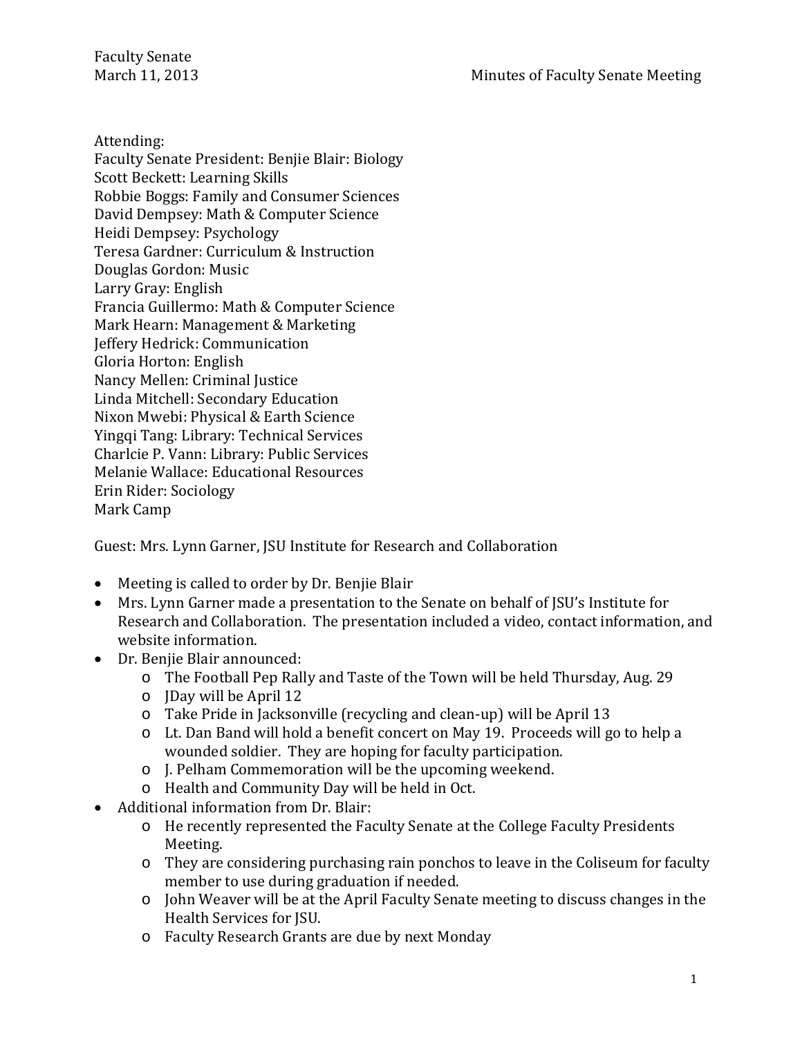Faculty Senate
March 11, 2013 Minutes of Faculty Senate Meeting

Attending:
Faculty Senate President: Benjie Blair: Biology
Scott Beckett: Learning Skills
Robbie Boggs: Family and Consumer Sciences
David Dempsey: Math & Computer Science
Heidi Dempsey: Psychology
Teresa Gardner: Curriculum & Instruction
Douglas Gordon: Music
Larry Gray: English
Francia Guillermo: Math & Computer Science
Mark Hearn: Management & Marketing
Jeffery Hedrick: Communication
Gloria Horton: English
Nancy Mellen: Criminal Justice
Linda Mitchell: Secondary Education
Nixon Mwebi: Physical & Earth Science
Yingqi Tang: Library: Technical Services
Charlcie P. Vann: Library: Public Services
Melanie Wallace: Educational Resources
Erin Rider: Sociology
Mark Camp

Guest: Mrs. Lynn Garner, JSU Institute for Research and Collaboration

- Meeting is called to order by Dr. Benjie Blair
- Mrs. Lynn Garner made a presentation to the Senate on behalf of JSU's Institute for Research and Collaboration. The presentation included a video, contact information, and website information.
- Dr. Benjie Blair announced:
    - The Football Pep Rally and Taste of the Town will be held Thursday, Aug. 29
    - JDay will be April 12
    - Take Pride in Jacksonville (recycling and clean-up) will be April 13
    - Lt. Dan Band will hold a benefit concert on May 19. Proceeds will go to help a wounded soldier. They are hoping for faculty participation.
    - J. Pelham Commemoration will be the upcoming weekend.
    - Health and Community Day will be held in Oct.
- Additional information from Dr. Blair:
    - He recently represented the Faculty Senate at the College Faculty Presidents Meeting.
    - They are considering purchasing rain ponchos to leave in the Coliseum for faculty member to use during graduation if needed.
    - John Weaver will be at the April Faculty Senate meeting to discuss changes in the Health Services for JSU.
    - Faculty Research Grants are due by next Monday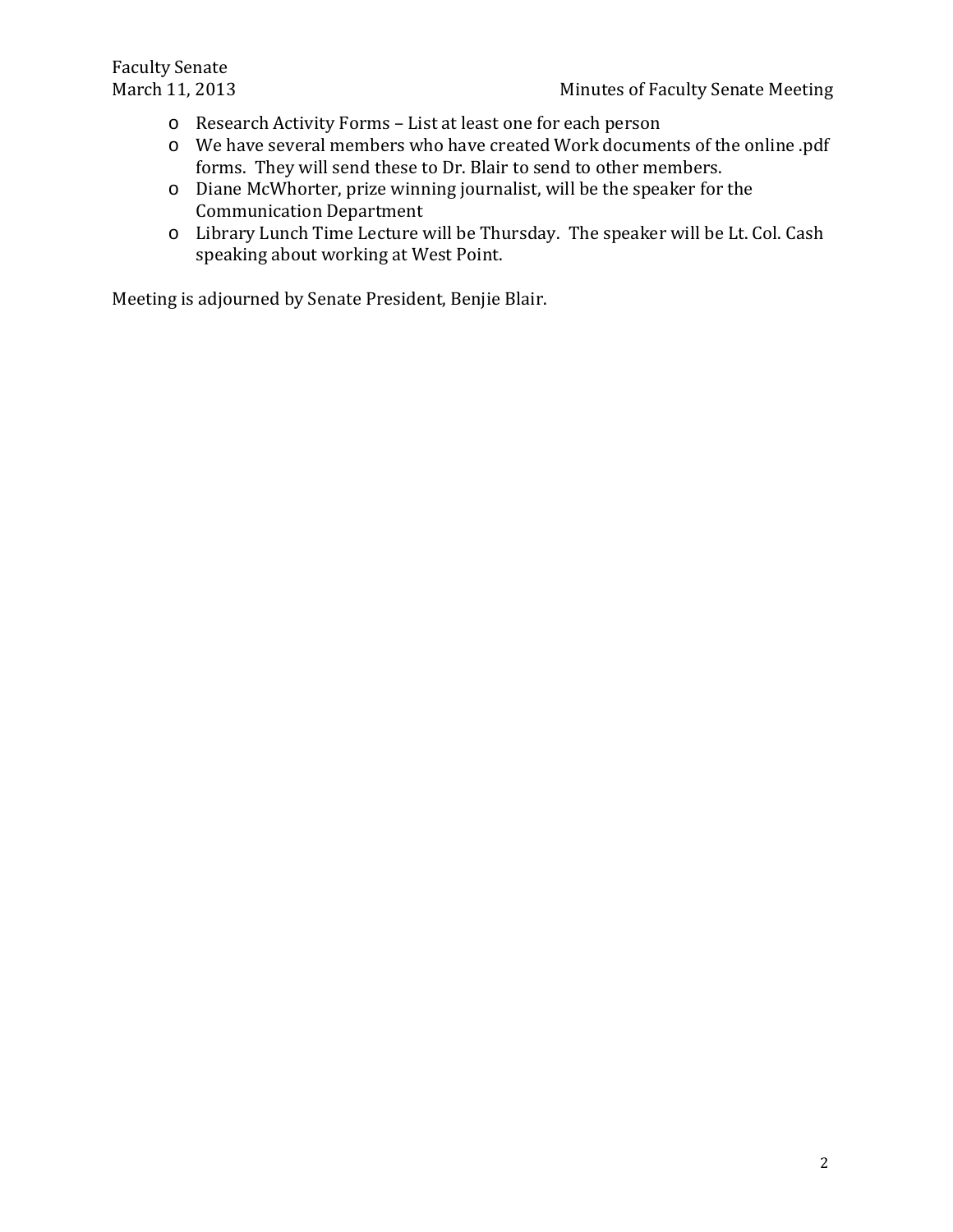- Research Activity Forms – List at least one for each person
- We have several members who have created Work documents of the online .pdf forms. They will send these to Dr. Blair to send to other members.
- Diane McWhorter, prize winning journalist, will be the speaker for the Communication Department
- Library Lunch Time Lecture will be Thursday. The speaker will be Lt. Col. Cash speaking about working at West Point.

Meeting is adjourned by Senate President, Benjie Blair.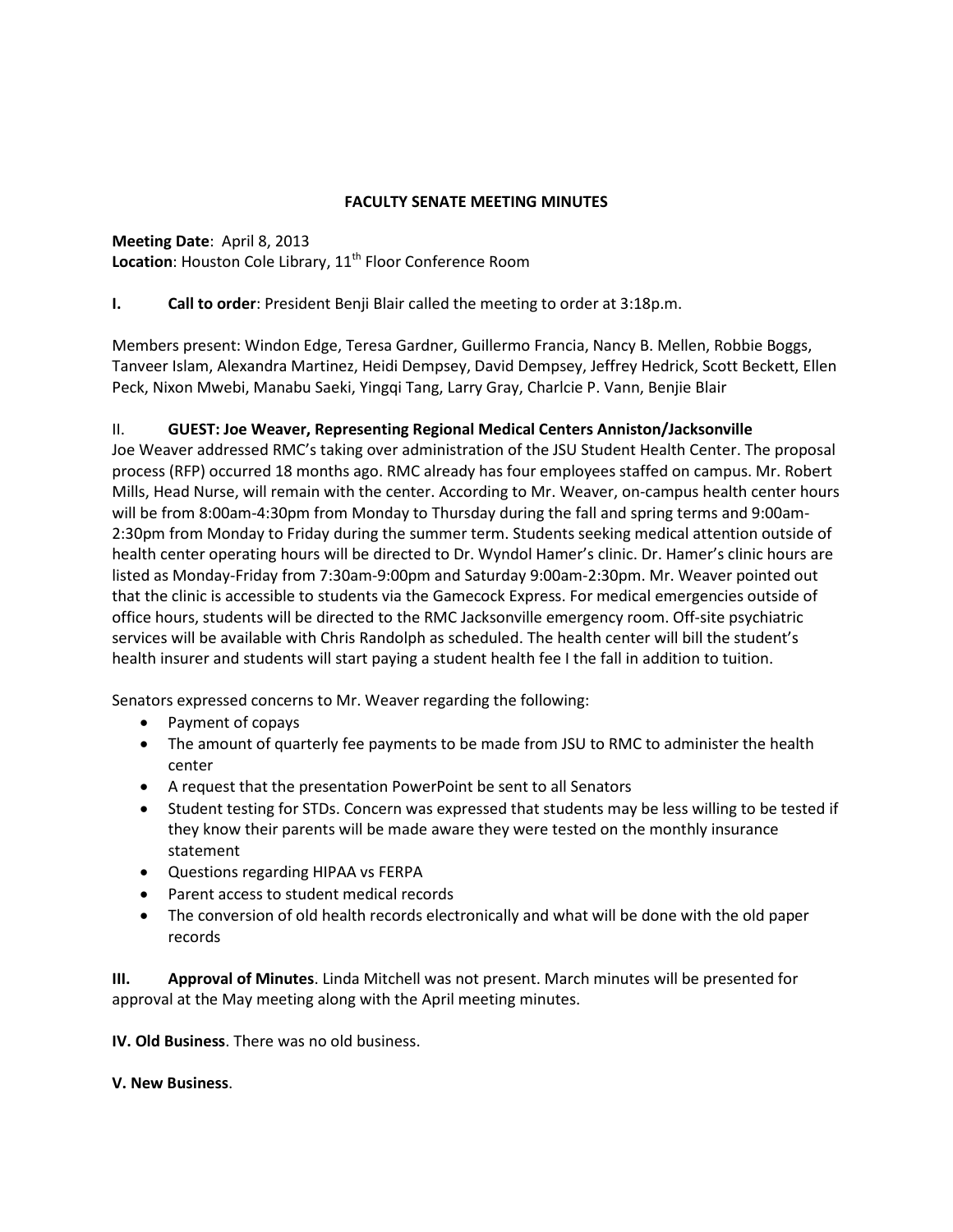**FACULTY SENATE MEETING MINUTES**

**Meeting Date**: April 8, 2013
**Location**: Houston Cole Library, 11th Floor Conference Room

**I. Call to order**: President Benji Blair called the meeting to order at 3:18p.m.

Members present: Windon Edge, Teresa Gardner, Guillermo Francia, Nancy B. Mellen, Robbie Boggs, Tanveer Islam, Alexandra Martinez, Heidi Dempsey, David Dempsey, Jeffrey Hedrick, Scott Beckett, Ellen Peck, Nixon Mwebi, Manabu Saeki, Yingqi Tang, Larry Gray, Charlcie P. Vann, Benjie Blair

II. **GUEST: Joe Weaver, Representing Regional Medical Centers Anniston/Jacksonville**

Joe Weaver addressed RMC's taking over administration of the JSU Student Health Center. The proposal process (RFP) occurred 18 months ago. RMC already has four employees staffed on campus. Mr. Robert Mills, Head Nurse, will remain with the center. According to Mr. Weaver, on-campus health center hours will be from 8:00am-4:30pm from Monday to Thursday during the fall and spring terms and 9:00am-2:30pm from Monday to Friday during the summer term. Students seeking medical attention outside of health center operating hours will be directed to Dr. Wyndol Hamer's clinic. Dr. Hamer's clinic hours are listed as Monday-Friday from 7:30am-9:00pm and Saturday 9:00am-2:30pm. Mr. Weaver pointed out that the clinic is accessible to students via the Gamecock Express. For medical emergencies outside of office hours, students will be directed to the RMC Jacksonville emergency room. Off-site psychiatric services will be available with Chris Randolph as scheduled. The health center will bill the student's health insurer and students will start paying a student health fee I the fall in addition to tuition.

Senators expressed concerns to Mr. Weaver regarding the following:

- Payment of copays
- The amount of quarterly fee payments to be made from JSU to RMC to administer the health center
- A request that the presentation PowerPoint be sent to all Senators
- Student testing for STDs. Concern was expressed that students may be less willing to be tested if they know their parents will be made aware they were tested on the monthly insurance statement
- Questions regarding HIPAA vs FERPA
- Parent access to student medical records
- The conversion of old health records electronically and what will be done with the old paper records

**III. Approval of Minutes**. Linda Mitchell was not present. March minutes will be presented for approval at the May meeting along with the April meeting minutes.

**IV. Old Business**. There was no old business.

**V. New Business**.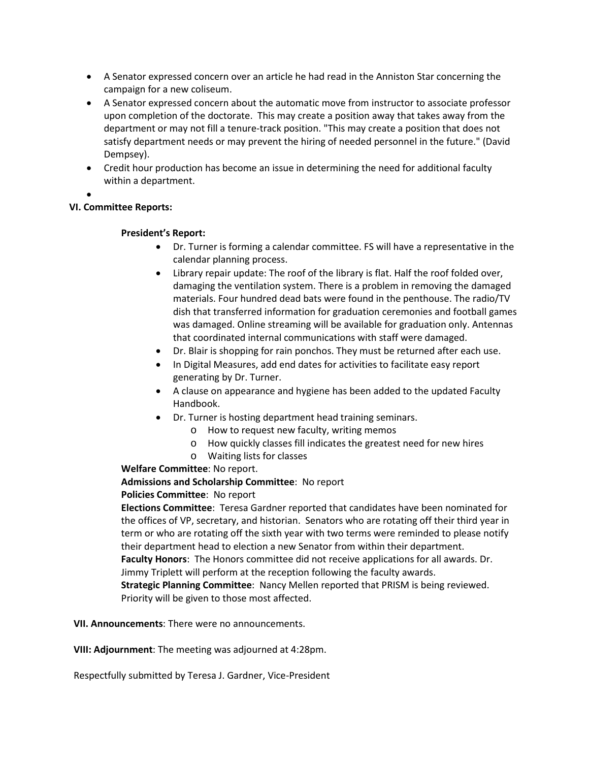- A Senator expressed concern over an article he had read in the Anniston Star concerning the campaign for a new coliseum.
- A Senator expressed concern about the automatic move from instructor to associate professor upon completion of the doctorate. This may create a position away that takes away from the department or may not fill a tenure-track position. "This may create a position that does not satisfy department needs or may prevent the hiring of needed personnel in the future." (David Dempsey).
- Credit hour production has become an issue in determining the need for additional faculty within a department.
-

**VI. Committee Reports:**

**President's Report:**

- Dr. Turner is forming a calendar committee. FS will have a representative in the calendar planning process.
- Library repair update: The roof of the library is flat. Half the roof folded over, damaging the ventilation system. There is a problem in removing the damaged materials. Four hundred dead bats were found in the penthouse. The radio/TV dish that transferred information for graduation ceremonies and football games was damaged. Online streaming will be available for graduation only. Antennas that coordinated internal communications with staff were damaged.
- Dr. Blair is shopping for rain ponchos. They must be returned after each use.
- In Digital Measures, add end dates for activities to facilitate easy report generating by Dr. Turner.
- A clause on appearance and hygiene has been added to the updated Faculty Handbook.
- Dr. Turner is hosting department head training seminars.
  - How to request new faculty, writing memos
  - How quickly classes fill indicates the greatest need for new hires
  - Waiting lists for classes

**Welfare Committee**: No report.

**Admissions and Scholarship Committee**: No report

**Policies Committee**: No report

**Elections Committee**: Teresa Gardner reported that candidates have been nominated for the offices of VP, secretary, and historian. Senators who are rotating off their third year in term or who are rotating off the sixth year with two terms were reminded to please notify their department head to election a new Senator from within their department.

**Faculty Honors**: The Honors committee did not receive applications for all awards. Dr. Jimmy Triplett will perform at the reception following the faculty awards.

**Strategic Planning Committee**: Nancy Mellen reported that PRISM is being reviewed. Priority will be given to those most affected.

**VII. Announcements**: There were no announcements.

**VIII: Adjournment**: The meeting was adjourned at 4:28pm.

Respectfully submitted by Teresa J. Gardner, Vice-President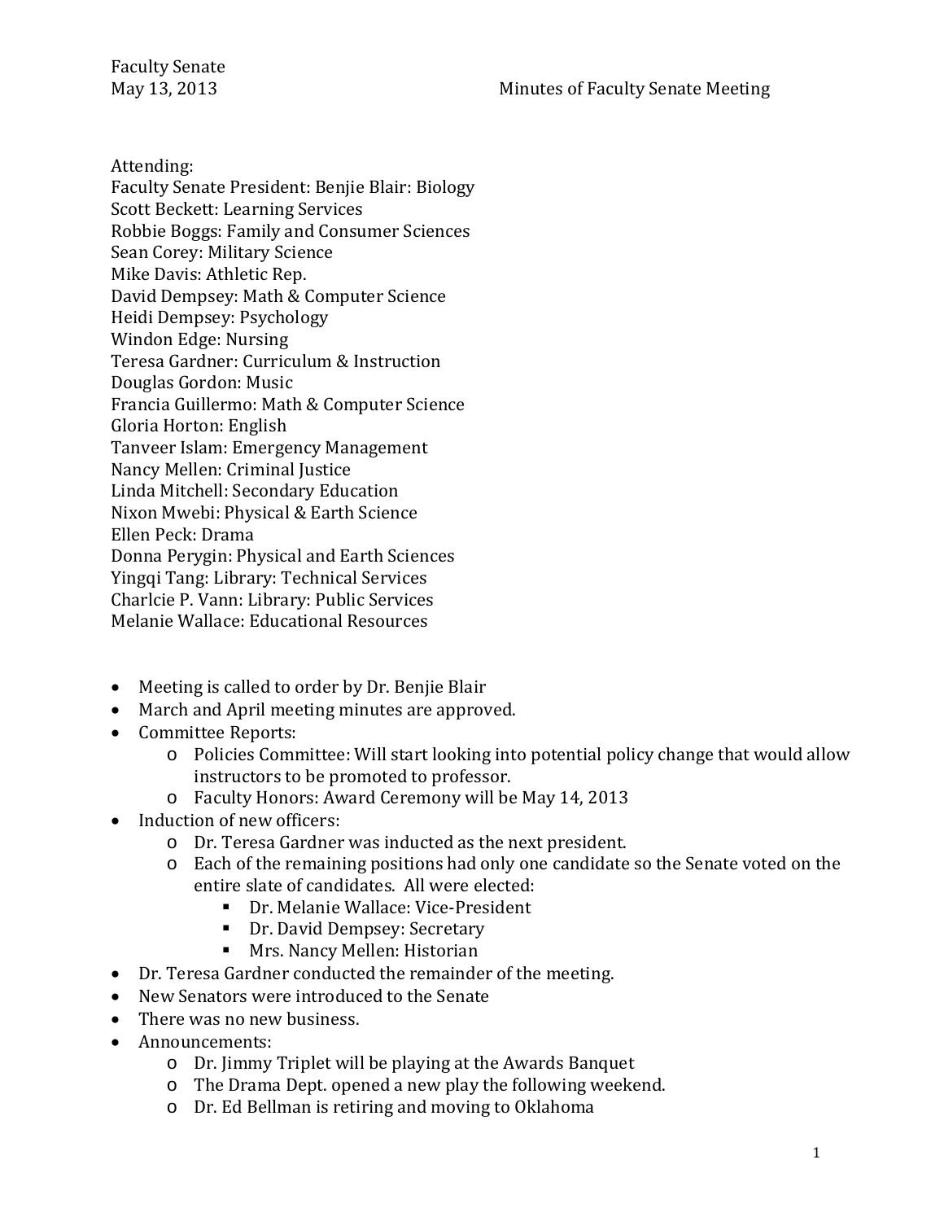Faculty Senate
May 13, 2013 Minutes of Faculty Senate Meeting

Attending:
Faculty Senate President: Benjie Blair: Biology
Scott Beckett: Learning Services
Robbie Boggs: Family and Consumer Sciences
Sean Corey: Military Science
Mike Davis: Athletic Rep.
David Dempsey: Math & Computer Science
Heidi Dempsey: Psychology
Windon Edge: Nursing
Teresa Gardner: Curriculum & Instruction
Douglas Gordon: Music
Francia Guillermo: Math & Computer Science
Gloria Horton: English
Tanveer Islam: Emergency Management
Nancy Mellen: Criminal Justice
Linda Mitchell: Secondary Education
Nixon Mwebi: Physical & Earth Science
Ellen Peck: Drama
Donna Perygin: Physical and Earth Sciences
Yingqi Tang: Library: Technical Services
Charlcie P. Vann: Library: Public Services
Melanie Wallace: Educational Resources

- Meeting is called to order by Dr. Benjie Blair
- March and April meeting minutes are approved.
- Committee Reports:
  - Policies Committee: Will start looking into potential policy change that would allow instructors to be promoted to professor.
  - Faculty Honors: Award Ceremony will be May 14, 2013
- Induction of new officers:
  - Dr. Teresa Gardner was inducted as the next president.
  - Each of the remaining positions had only one candidate so the Senate voted on the entire slate of candidates. All were elected:
    - Dr. Melanie Wallace: Vice-President
    - Dr. David Dempsey: Secretary
    - Mrs. Nancy Mellen: Historian
- Dr. Teresa Gardner conducted the remainder of the meeting.
- New Senators were introduced to the Senate
- There was no new business.
- Announcements:
  - Dr. Jimmy Triplet will be playing at the Awards Banquet
  - The Drama Dept. opened a new play the following weekend.
  - Dr. Ed Bellman is retiring and moving to Oklahoma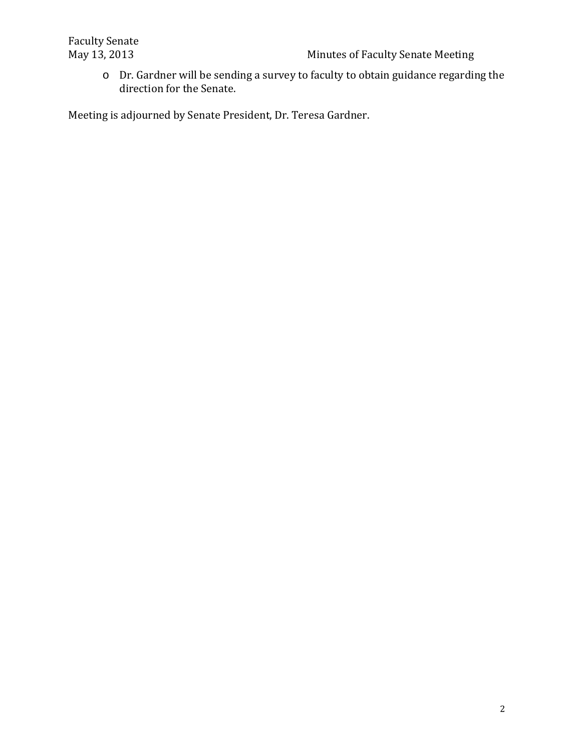- Dr. Gardner will be sending a survey to faculty to obtain guidance regarding the direction for the Senate.

Meeting is adjourned by Senate President, Dr. Teresa Gardner.